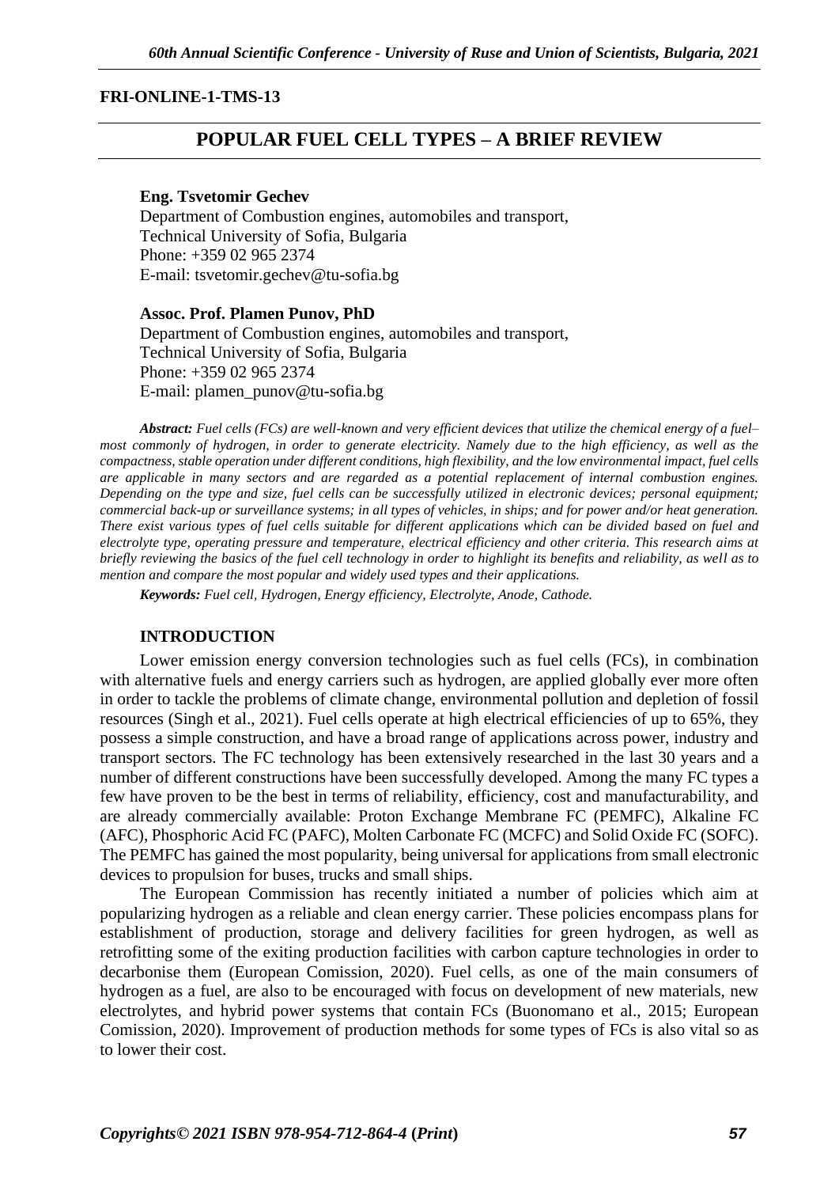**FRI-ONLINE-1-TMS-13**

# POPULAR FUEL CELL TYPES – A BRIEF REVIEW

**Eng. Tsvetomir Gechev**
Department of Combustion engines, automobiles and transport,
Technical University of Sofia, Bulgaria
Phone: +359 02 965 2374
E-mail: tsvetomir.gechev@tu-sofia.bg

**Assoc. Prof. Plamen Punov, PhD**
Department of Combustion engines, automobiles and transport,
Technical University of Sofia, Bulgaria
Phone: +359 02 965 2374
E-mail: plamen_punov@tu-sofia.bg

***Abstract:*** *Fuel cells (FCs) are well-known and very efficient devices that utilize the chemical energy of a fuel– most commonly of hydrogen, in order to generate electricity. Namely due to the high efficiency, as well as the compactness, stable operation under different conditions, high flexibility, and the low environmental impact, fuel cells are applicable in many sectors and are regarded as a potential replacement of internal combustion engines. Depending on the type and size, fuel cells can be successfully utilized in electronic devices; personal equipment; commercial back-up or surveillance systems; in all types of vehicles, in ships; and for power and/or heat generation. There exist various types of fuel cells suitable for different applications which can be divided based on fuel and electrolyte type, operating pressure and temperature, electrical efficiency and other criteria. This research aims at briefly reviewing the basics of the fuel cell technology in order to highlight its benefits and reliability, as well as to mention and compare the most popular and widely used types and their applications.*

***Keywords:*** *Fuel cell, Hydrogen, Energy efficiency, Electrolyte, Anode, Cathode.*

## INTRODUCTION

Lower emission energy conversion technologies such as fuel cells (FCs), in combination with alternative fuels and energy carriers such as hydrogen, are applied globally ever more often in order to tackle the problems of climate change, environmental pollution and depletion of fossil resources (Singh et al., 2021). Fuel cells operate at high electrical efficiencies of up to 65%, they possess a simple construction, and have a broad range of applications across power, industry and transport sectors. The FC technology has been extensively researched in the last 30 years and a number of different constructions have been successfully developed. Among the many FC types a few have proven to be the best in terms of reliability, efficiency, cost and manufacturability, and are already commercially available: Proton Exchange Membrane FC (PEMFC), Alkaline FC (AFC), Phosphoric Acid FC (PAFC), Molten Carbonate FC (MCFC) and Solid Oxide FC (SOFC). The PEMFC has gained the most popularity, being universal for applications from small electronic devices to propulsion for buses, trucks and small ships.

The European Commission has recently initiated a number of policies which aim at popularizing hydrogen as a reliable and clean energy carrier. These policies encompass plans for establishment of production, storage and delivery facilities for green hydrogen, as well as retrofitting some of the exiting production facilities with carbon capture technologies in order to decarbonise them (European Comission, 2020). Fuel cells, as one of the main consumers of hydrogen as a fuel, are also to be encouraged with focus on development of new materials, new electrolytes, and hybrid power systems that contain FCs (Buonomano et al., 2015; European Comission, 2020). Improvement of production methods for some types of FCs is also vital so as to lower their cost.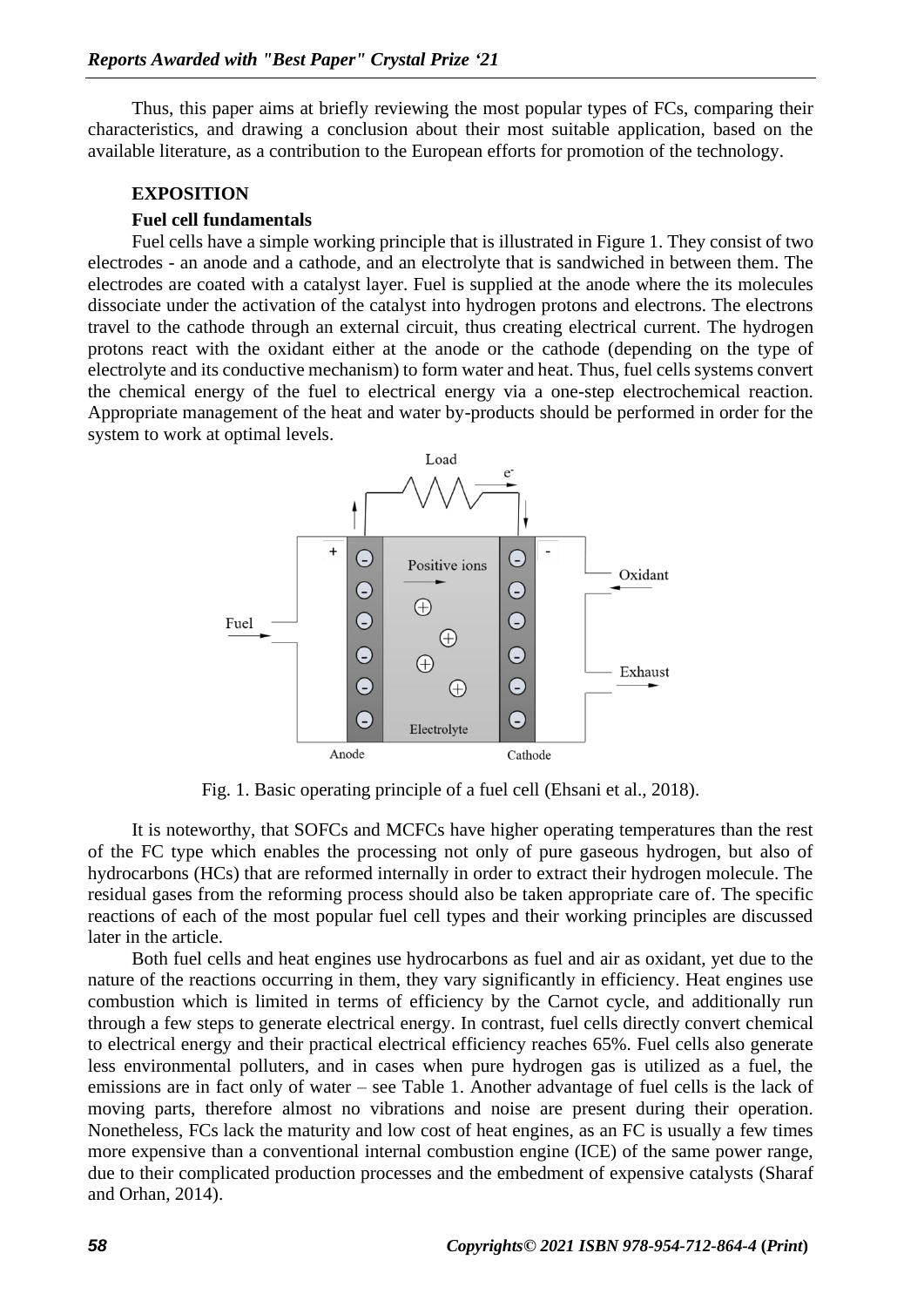Thus, this paper aims at briefly reviewing the most popular types of FCs, comparing their characteristics, and drawing a conclusion about their most suitable application, based on the available literature, as a contribution to the European efforts for promotion of the technology.

## EXPOSITION

### Fuel cell fundamentals

Fuel cells have a simple working principle that is illustrated in Figure 1. They consist of two electrodes - an anode and a cathode, and an electrolyte that is sandwiched in between them. The electrodes are coated with a catalyst layer. Fuel is supplied at the anode where the its molecules dissociate under the activation of the catalyst into hydrogen protons and electrons. The electrons travel to the cathode through an external circuit, thus creating electrical current. The hydrogen protons react with the oxidant either at the anode or the cathode (depending on the type of electrolyte and its conductive mechanism) to form water and heat. Thus, fuel cells systems convert the chemical energy of the fuel to electrical energy via a one-step electrochemical reaction. Appropriate management of the heat and water by-products should be performed in order for the system to work at optimal levels.

Fig. 1. Basic operating principle of a fuel cell (Ehsani et al., 2018).

It is noteworthy, that SOFCs and MCFCs have higher operating temperatures than the rest of the FC type which enables the processing not only of pure gaseous hydrogen, but also of hydrocarbons (HCs) that are reformed internally in order to extract their hydrogen molecule. The residual gases from the reforming process should also be taken appropriate care of. The specific reactions of each of the most popular fuel cell types and their working principles are discussed later in the article.

Both fuel cells and heat engines use hydrocarbons as fuel and air as oxidant, yet due to the nature of the reactions occurring in them, they vary significantly in efficiency. Heat engines use combustion which is limited in terms of efficiency by the Carnot cycle, and additionally run through a few steps to generate electrical energy. In contrast, fuel cells directly convert chemical to electrical energy and their practical electrical efficiency reaches 65%. Fuel cells also generate less environmental polluters, and in cases when pure hydrogen gas is utilized as a fuel, the emissions are in fact only of water – see Table 1. Another advantage of fuel cells is the lack of moving parts, therefore almost no vibrations and noise are present during their operation. Nonetheless, FCs lack the maturity and low cost of heat engines, as an FC is usually a few times more expensive than a conventional internal combustion engine (ICE) of the same power range, due to their complicated production processes and the embedment of expensive catalysts (Sharaf and Orhan, 2014).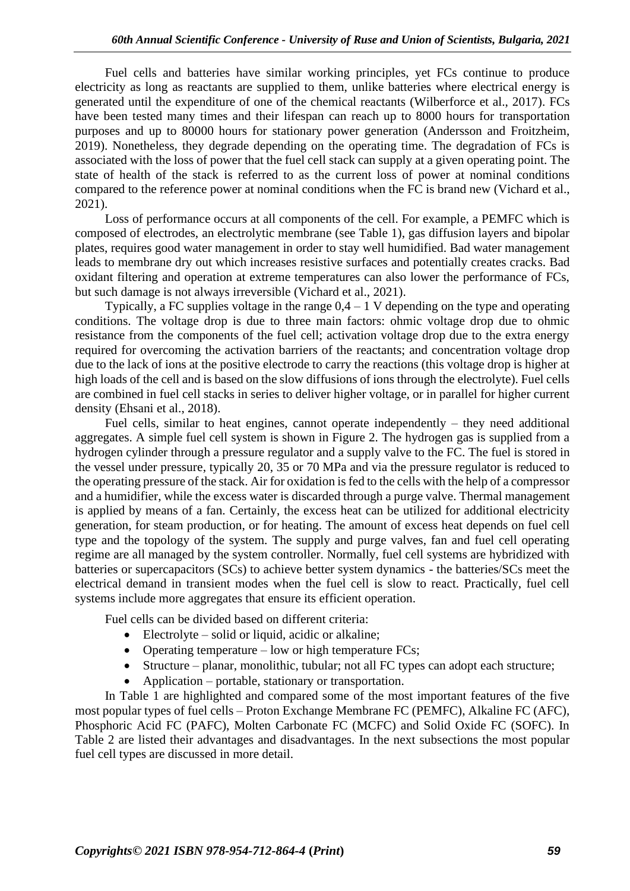Fuel cells and batteries have similar working principles, yet FCs continue to produce electricity as long as reactants are supplied to them, unlike batteries where electrical energy is generated until the expenditure of one of the chemical reactants (Wilberforce et al., 2017). FCs have been tested many times and their lifespan can reach up to 8000 hours for transportation purposes and up to 80000 hours for stationary power generation (Andersson and Froitzheim, 2019). Nonetheless, they degrade depending on the operating time. The degradation of FCs is associated with the loss of power that the fuel cell stack can supply at a given operating point. The state of health of the stack is referred to as the current loss of power at nominal conditions compared to the reference power at nominal conditions when the FC is brand new (Vichard et al., 2021).

Loss of performance occurs at all components of the cell. For example, a PEMFC which is composed of electrodes, an electrolytic membrane (see Table 1), gas diffusion layers and bipolar plates, requires good water management in order to stay well humidified. Bad water management leads to membrane dry out which increases resistive surfaces and potentially creates cracks. Bad oxidant filtering and operation at extreme temperatures can also lower the performance of FCs, but such damage is not always irreversible (Vichard et al., 2021).

Typically, a FC supplies voltage in the range 0,4 – 1 V depending on the type and operating conditions. The voltage drop is due to three main factors: ohmic voltage drop due to ohmic resistance from the components of the fuel cell; activation voltage drop due to the extra energy required for overcoming the activation barriers of the reactants; and concentration voltage drop due to the lack of ions at the positive electrode to carry the reactions (this voltage drop is higher at high loads of the cell and is based on the slow diffusions of ions through the electrolyte). Fuel cells are combined in fuel cell stacks in series to deliver higher voltage, or in parallel for higher current density (Ehsani et al., 2018).

Fuel cells, similar to heat engines, cannot operate independently – they need additional aggregates. A simple fuel cell system is shown in Figure 2. The hydrogen gas is supplied from a hydrogen cylinder through a pressure regulator and a supply valve to the FC. The fuel is stored in the vessel under pressure, typically 20, 35 or 70 MPa and via the pressure regulator is reduced to the operating pressure of the stack. Air for oxidation is fed to the cells with the help of a compressor and a humidifier, while the excess water is discarded through a purge valve. Thermal management is applied by means of a fan. Certainly, the excess heat can be utilized for additional electricity generation, for steam production, or for heating. The amount of excess heat depends on fuel cell type and the topology of the system. The supply and purge valves, fan and fuel cell operating regime are all managed by the system controller. Normally, fuel cell systems are hybridized with batteries or supercapacitors (SCs) to achieve better system dynamics - the batteries/SCs meet the electrical demand in transient modes when the fuel cell is slow to react. Practically, fuel cell systems include more aggregates that ensure its efficient operation.

Fuel cells can be divided based on different criteria:

- Electrolyte – solid or liquid, acidic or alkaline;
- Operating temperature – low or high temperature FCs;
- Structure – planar, monolithic, tubular; not all FC types can adopt each structure;
- Application – portable, stationary or transportation.

In Table 1 are highlighted and compared some of the most important features of the five most popular types of fuel cells – Proton Exchange Membrane FC (PEMFC), Alkaline FC (AFC), Phosphoric Acid FC (PAFC), Molten Carbonate FC (MCFC) and Solid Oxide FC (SOFC). In Table 2 are listed their advantages and disadvantages. In the next subsections the most popular fuel cell types are discussed in more detail.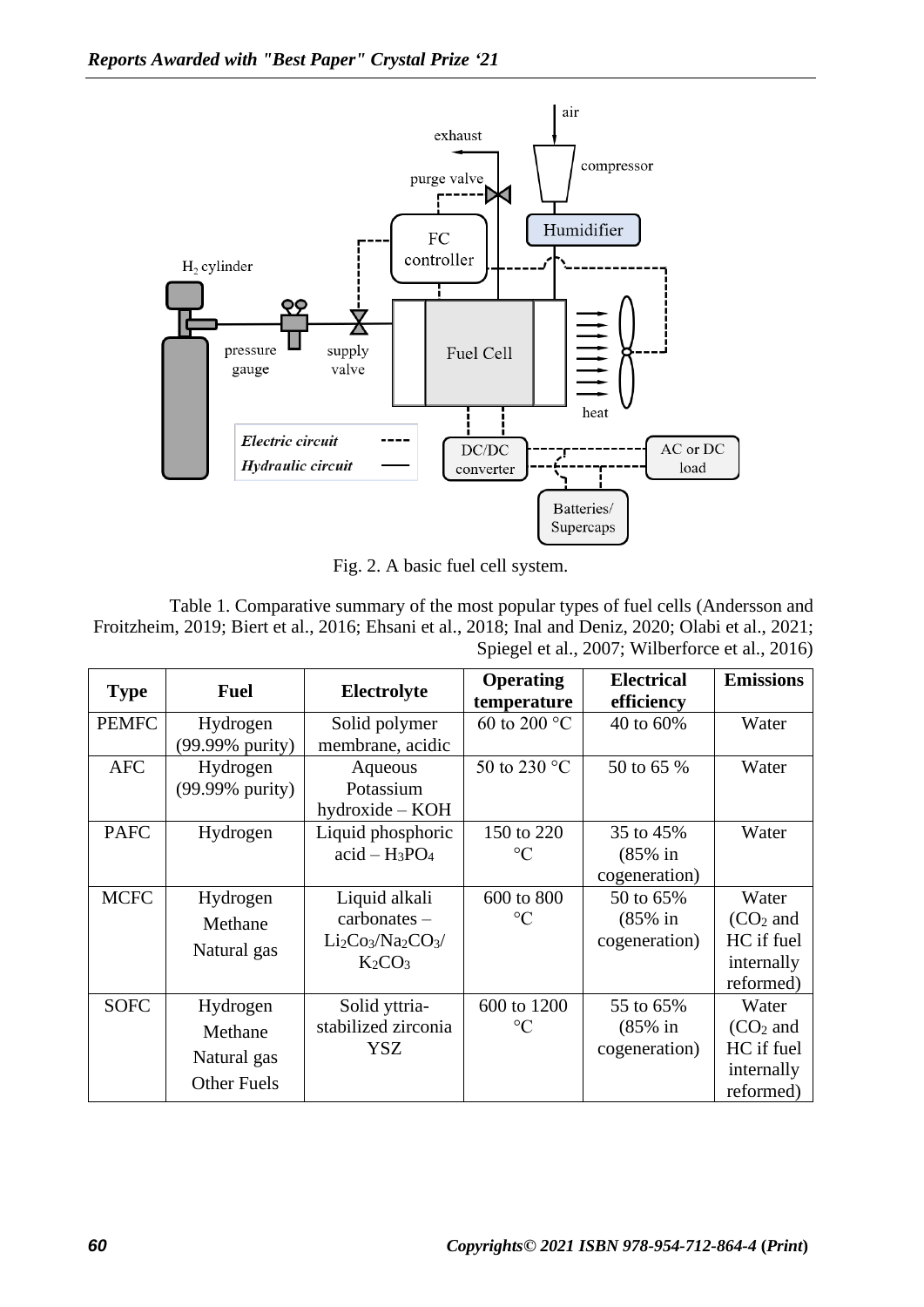Fig. 2. A basic fuel cell system.

Table 1. Comparative summary of the most popular types of fuel cells (Andersson and Froitzheim, 2019; Biert et al., 2016; Ehsani et al., 2018; Inal and Deniz, 2020; Olabi et al., 2021; Spiegel et al., 2007; Wilberforce et al., 2016)

| Type | Fuel | Electrolyte | Operating temperature | Electrical efficiency | Emissions |
|---|---|---|---|---|---|
| PEMFC | Hydrogen (99.99% purity) | Solid polymer membrane, acidic | 60 to 200 °C | 40 to 60% | Water |
| AFC | Hydrogen (99.99% purity) | Aqueous Potassium hydroxide – KOH | 50 to 230 °C | 50 to 65 % | Water |
| PAFC | Hydrogen | Liquid phosphoric acid – $H_3PO_4$ | 150 to 220 °C | 35 to 45% (85% in cogeneration) | Water |
| MCFC | Hydrogen<br>Methane<br>Natural gas | Liquid alkali carbonates – $Li_2Co_3/Na_2CO_3/K_2CO_3$ | 600 to 800 °C | 50 to 65% (85% in cogeneration) | Water ($CO_2$ and HC if fuel internally reformed) |
| SOFC | Hydrogen<br>Methane<br>Natural gas<br>Other Fuels | Solid yttria-stabilized zirconia YSZ | 600 to 1200 °C | 55 to 65% (85% in cogeneration) | Water ($CO_2$ and HC if fuel internally reformed) |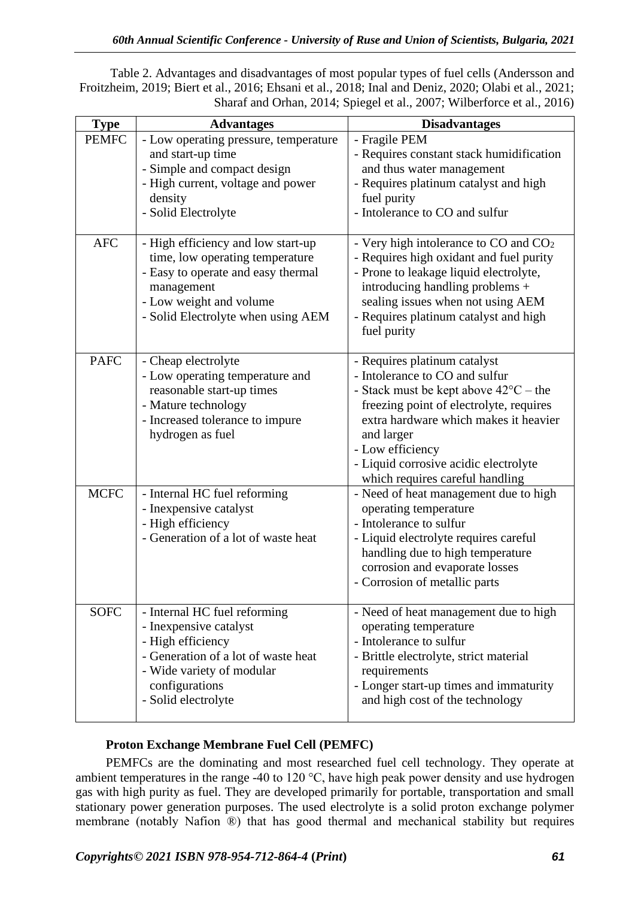Table 2. Advantages and disadvantages of most popular types of fuel cells (Andersson and Froitzheim, 2019; Biert et al., 2016; Ehsani et al., 2018; Inal and Deniz, 2020; Olabi et al., 2021; Sharaf and Orhan, 2014; Spiegel et al., 2007; Wilberforce et al., 2016)

| Type | Advantages | Disadvantages |
|---|---|---|
| PEMFC | - Low operating pressure, temperature and start-up time<br>- Simple and compact design<br>- High current, voltage and power density<br>- Solid Electrolyte | - Fragile PEM<br>- Requires constant stack humidification and thus water management<br>- Requires platinum catalyst and high fuel purity<br>- Intolerance to CO and sulfur |
| AFC | - High efficiency and low start-up time, low operating temperature<br>- Easy to operate and easy thermal management<br>- Low weight and volume<br>- Solid Electrolyte when using AEM | - Very high intolerance to CO and $CO_2$<br>- Requires high oxidant and fuel purity<br>- Prone to leakage liquid electrolyte, introducing handling problems + sealing issues when not using AEM<br>- Requires platinum catalyst and high fuel purity |
| PAFC | - Cheap electrolyte<br>- Low operating temperature and reasonable start-up times<br>- Mature technology<br>- Increased tolerance to impure hydrogen as fuel | - Requires platinum catalyst<br>- Intolerance to CO and sulfur<br>- Stack must be kept above 42°C – the freezing point of electrolyte, requires extra hardware which makes it heavier and larger<br>- Low efficiency<br>- Liquid corrosive acidic electrolyte which requires careful handling |
| MCFC | - Internal HC fuel reforming<br>- Inexpensive catalyst<br>- High efficiency<br>- Generation of a lot of waste heat | - Need of heat management due to high operating temperature<br>- Intolerance to sulfur<br>- Liquid electrolyte requires careful handling due to high temperature corrosion and evaporate losses<br>- Corrosion of metallic parts |
| SOFC | - Internal HC fuel reforming<br>- Inexpensive catalyst<br>- High efficiency<br>- Generation of a lot of waste heat<br>- Wide variety of modular configurations<br>- Solid electrolyte | - Need of heat management due to high operating temperature<br>- Intolerance to sulfur<br>- Brittle electrolyte, strict material requirements<br>- Longer start-up times and immaturity and high cost of the technology |

**Proton Exchange Membrane Fuel Cell (PEMFC)**

PEMFCs are the dominating and most researched fuel cell technology. They operate at ambient temperatures in the range -40 to 120 °C, have high peak power density and use hydrogen gas with high purity as fuel. They are developed primarily for portable, transportation and small stationary power generation purposes. The used electrolyte is a solid proton exchange polymer membrane (notably Nafion ®) that has good thermal and mechanical stability but requires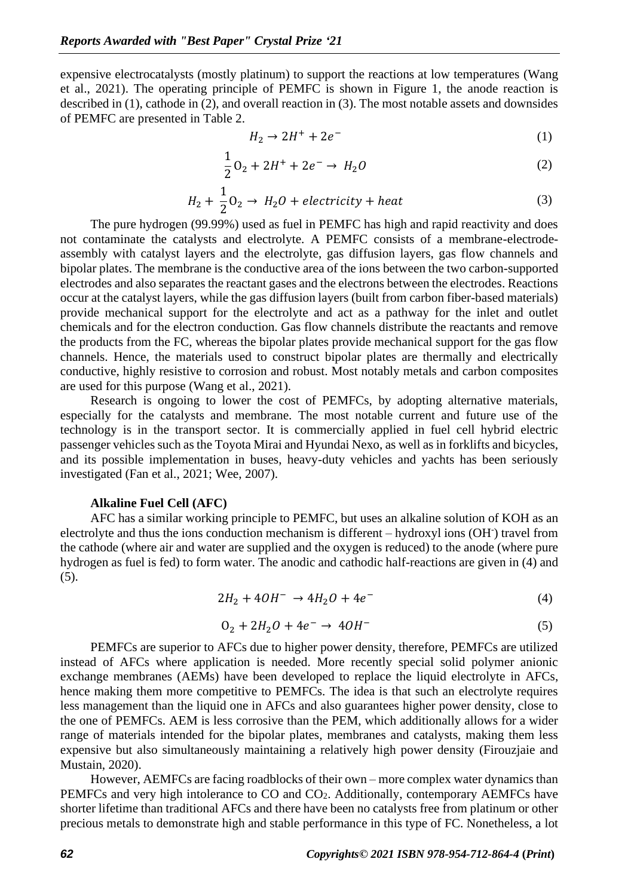expensive electrocatalysts (mostly platinum) to support the reactions at low temperatures (Wang et al., 2021). The operating principle of PEMFC is shown in Figure 1, the anode reaction is described in (1), cathode in (2), and overall reaction in (3). The most notable assets and downsides of PEMFC are presented in Table 2.

$$H_2 \rightarrow 2H^+ + 2e^- \tag{1}$$

$$\frac{1}{2}O_2 + 2H^+ + 2e^- \rightarrow H_2O \tag{2}$$

$$H_2 + \frac{1}{2}O_2 \rightarrow H_2O + electricity + heat \tag{3}$$

The pure hydrogen (99.99%) used as fuel in PEMFC has high and rapid reactivity and does not contaminate the catalysts and electrolyte. A PEMFC consists of a membrane-electrode-assembly with catalyst layers and the electrolyte, gas diffusion layers, gas flow channels and bipolar plates. The membrane is the conductive area of the ions between the two carbon-supported electrodes and also separates the reactant gases and the electrons between the electrodes. Reactions occur at the catalyst layers, while the gas diffusion layers (built from carbon fiber-based materials) provide mechanical support for the electrolyte and act as a pathway for the inlet and outlet chemicals and for the electron conduction. Gas flow channels distribute the reactants and remove the products from the FC, whereas the bipolar plates provide mechanical support for the gas flow channels. Hence, the materials used to construct bipolar plates are thermally and electrically conductive, highly resistive to corrosion and robust. Most notably metals and carbon composites are used for this purpose (Wang et al., 2021).

Research is ongoing to lower the cost of PEMFCs, by adopting alternative materials, especially for the catalysts and membrane. The most notable current and future use of the technology is in the transport sector. It is commercially applied in fuel cell hybrid electric passenger vehicles such as the Toyota Mirai and Hyundai Nexo, as well as in forklifts and bicycles, and its possible implementation in buses, heavy-duty vehicles and yachts has been seriously investigated (Fan et al., 2021; Wee, 2007).

**Alkaline Fuel Cell (AFC)**

AFC has a similar working principle to PEMFC, but uses an alkaline solution of KOH as an electrolyte and thus the ions conduction mechanism is different – hydroxyl ions ($OH^-$) travel from the cathode (where air and water are supplied and the oxygen is reduced) to the anode (where pure hydrogen as fuel is fed) to form water. The anodic and cathodic half-reactions are given in (4) and (5).

$$2H_2 + 4OH^- \rightarrow 4H_2O + 4e^- \tag{4}$$

$$O_2 + 2H_2O + 4e^- \rightarrow 4OH^- \tag{5}$$

PEMFCs are superior to AFCs due to higher power density, therefore, PEMFCs are utilized instead of AFCs where application is needed. More recently special solid polymer anionic exchange membranes (AEMs) have been developed to replace the liquid electrolyte in AFCs, hence making them more competitive to PEMFCs. The idea is that such an electrolyte requires less management than the liquid one in AFCs and also guarantees higher power density, close to the one of PEMFCs. AEM is less corrosive than the PEM, which additionally allows for a wider range of materials intended for the bipolar plates, membranes and catalysts, making them less expensive but also simultaneously maintaining a relatively high power density (Firouzjaie and Mustain, 2020).

However, AEMFCs are facing roadblocks of their own – more complex water dynamics than PEMFCs and very high intolerance to CO and $CO_2$. Additionally, contemporary AEMFCs have shorter lifetime than traditional AFCs and there have been no catalysts free from platinum or other precious metals to demonstrate high and stable performance in this type of FC. Nonetheless, a lot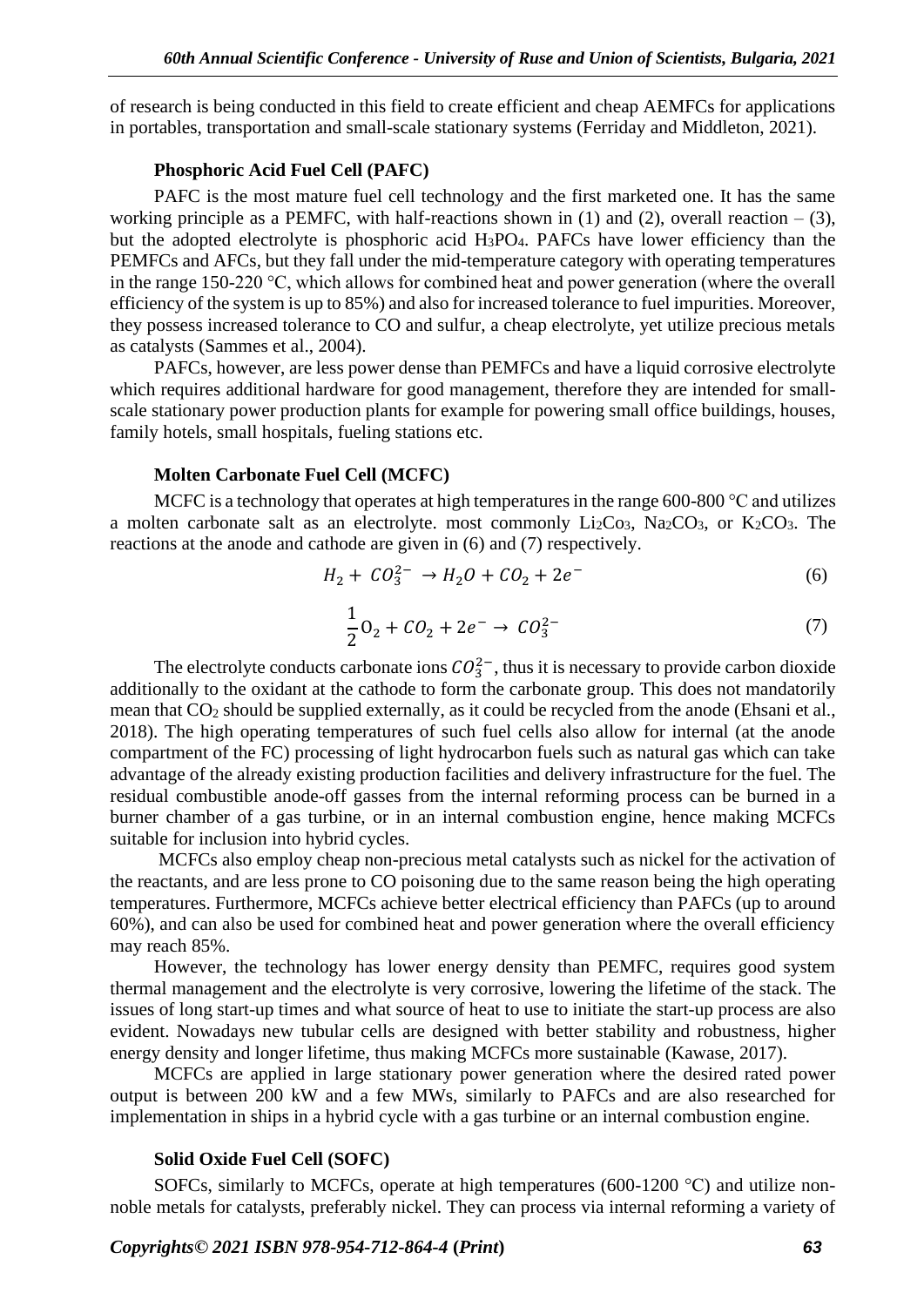of research is being conducted in this field to create efficient and cheap AEMFCs for applications in portables, transportation and small-scale stationary systems (Ferriday and Middleton, 2021).

### Phosphoric Acid Fuel Cell (PAFC)

PAFC is the most mature fuel cell technology and the first marketed one. It has the same working principle as a PEMFC, with half-reactions shown in (1) and (2), overall reaction – (3), but the adopted electrolyte is phosphoric acid $H_3PO_4$. PAFCs have lower efficiency than the PEMFCs and AFCs, but they fall under the mid-temperature category with operating temperatures in the range 150-220 °C, which allows for combined heat and power generation (where the overall efficiency of the system is up to 85%) and also for increased tolerance to fuel impurities. Moreover, they possess increased tolerance to CO and sulfur, a cheap electrolyte, yet utilize precious metals as catalysts (Sammes et al., 2004).

PAFCs, however, are less power dense than PEMFCs and have a liquid corrosive electrolyte which requires additional hardware for good management, therefore they are intended for small-scale stationary power production plants for example for powering small office buildings, houses, family hotels, small hospitals, fueling stations etc.

### Molten Carbonate Fuel Cell (MCFC)

MCFC is a technology that operates at high temperatures in the range 600-800 °C and utilizes a molten carbonate salt as an electrolyte. most commonly $Li_2Co_3$, $Na_2CO_3$, or $K_2CO_3$. The reactions at the anode and cathode are given in (6) and (7) respectively.

$$H_2 + CO_3^{2-} \rightarrow H_2O + CO_2 + 2e^- \tag{6}$$

$$\frac{1}{2}O_2 + CO_2 + 2e^- \rightarrow CO_3^{2-} \tag{7}$$

The electrolyte conducts carbonate ions $CO_3^{2-}$, thus it is necessary to provide carbon dioxide additionally to the oxidant at the cathode to form the carbonate group. This does not mandatorily mean that $CO_2$ should be supplied externally, as it could be recycled from the anode (Ehsani et al., 2018). The high operating temperatures of such fuel cells also allow for internal (at the anode compartment of the FC) processing of light hydrocarbon fuels such as natural gas which can take advantage of the already existing production facilities and delivery infrastructure for the fuel. The residual combustible anode-off gasses from the internal reforming process can be burned in a burner chamber of a gas turbine, or in an internal combustion engine, hence making MCFCs suitable for inclusion into hybrid cycles.

MCFCs also employ cheap non-precious metal catalysts such as nickel for the activation of the reactants, and are less prone to CO poisoning due to the same reason being the high operating temperatures. Furthermore, MCFCs achieve better electrical efficiency than PAFCs (up to around 60%), and can also be used for combined heat and power generation where the overall efficiency may reach 85%.

However, the technology has lower energy density than PEMFC, requires good system thermal management and the electrolyte is very corrosive, lowering the lifetime of the stack. The issues of long start-up times and what source of heat to use to initiate the start-up process are also evident. Nowadays new tubular cells are designed with better stability and robustness, higher energy density and longer lifetime, thus making MCFCs more sustainable (Kawase, 2017).

MCFCs are applied in large stationary power generation where the desired rated power output is between 200 kW and a few MWs, similarly to PAFCs and are also researched for implementation in ships in a hybrid cycle with a gas turbine or an internal combustion engine.

### Solid Oxide Fuel Cell (SOFC)

SOFCs, similarly to MCFCs, operate at high temperatures (600-1200 °C) and utilize non-noble metals for catalysts, preferably nickel. They can process via internal reforming a variety of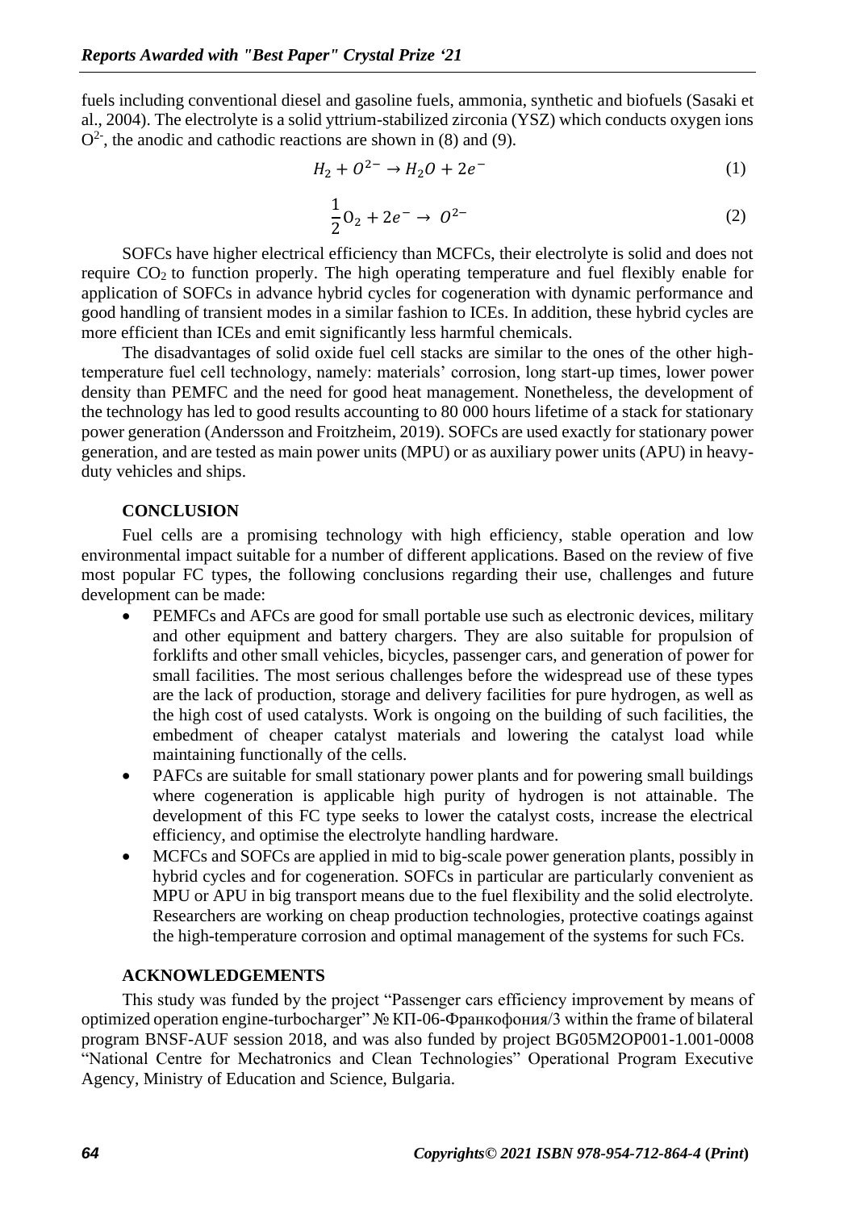fuels including conventional diesel and gasoline fuels, ammonia, synthetic and biofuels (Sasaki et al., 2004). The electrolyte is a solid yttrium-stabilized zirconia (YSZ) which conducts oxygen ions $O^{2-}$, the anodic and cathodic reactions are shown in (8) and (9).

$$H_2 + O^{2-} \rightarrow H_2O + 2e^- \quad (1)$$

$$\frac{1}{2}O_2 + 2e^- \rightarrow O^{2-} \quad (2)$$

SOFCs have higher electrical efficiency than MCFCs, their electrolyte is solid and does not require $CO_2$ to function properly. The high operating temperature and fuel flexibly enable for application of SOFCs in advance hybrid cycles for cogeneration with dynamic performance and good handling of transient modes in a similar fashion to ICEs. In addition, these hybrid cycles are more efficient than ICEs and emit significantly less harmful chemicals.

The disadvantages of solid oxide fuel cell stacks are similar to the ones of the other high-temperature fuel cell technology, namely: materials' corrosion, long start-up times, lower power density than PEMFC and the need for good heat management. Nonetheless, the development of the technology has led to good results accounting to 80 000 hours lifetime of a stack for stationary power generation (Andersson and Froitzheim, 2019). SOFCs are used exactly for stationary power generation, and are tested as main power units (MPU) or as auxiliary power units (APU) in heavy-duty vehicles and ships.

## CONCLUSION

Fuel cells are a promising technology with high efficiency, stable operation and low environmental impact suitable for a number of different applications. Based on the review of five most popular FC types, the following conclusions regarding their use, challenges and future development can be made:

- PEMFCs and AFCs are good for small portable use such as electronic devices, military and other equipment and battery chargers. They are also suitable for propulsion of forklifts and other small vehicles, bicycles, passenger cars, and generation of power for small facilities. The most serious challenges before the widespread use of these types are the lack of production, storage and delivery facilities for pure hydrogen, as well as the high cost of used catalysts. Work is ongoing on the building of such facilities, the embedment of cheaper catalyst materials and lowering the catalyst load while maintaining functionally of the cells.
- PAFCs are suitable for small stationary power plants and for powering small buildings where cogeneration is applicable high purity of hydrogen is not attainable. The development of this FC type seeks to lower the catalyst costs, increase the electrical efficiency, and optimise the electrolyte handling hardware.
- MCFCs and SOFCs are applied in mid to big-scale power generation plants, possibly in hybrid cycles and for cogeneration. SOFCs in particular are particularly convenient as MPU or APU in big transport means due to the fuel flexibility and the solid electrolyte. Researchers are working on cheap production technologies, protective coatings against the high-temperature corrosion and optimal management of the systems for such FCs.

## ACKNOWLEDGEMENTS

This study was funded by the project "Passenger cars efficiency improvement by means of optimized operation engine-turbocharger" № КП-06-Франкофония/3 within the frame of bilateral program BNSF-AUF session 2018, and was also funded by project BG05M2OP001-1.001-0008 "National Centre for Mechatronics and Clean Technologies" Operational Program Executive Agency, Ministry of Education and Science, Bulgaria.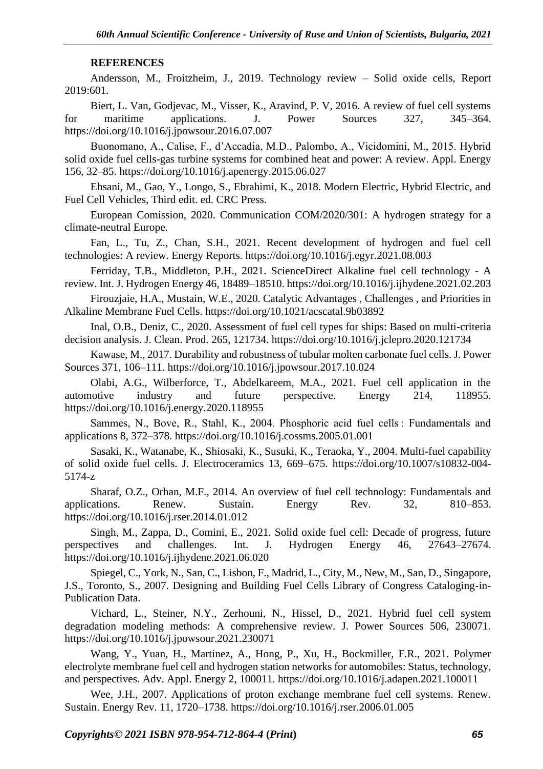**REFERENCES**

Andersson, M., Froitzheim, J., 2019. Technology review – Solid oxide cells, Report 2019:601.

Biert, L. Van, Godjevac, M., Visser, K., Aravind, P. V, 2016. A review of fuel cell systems for maritime applications. J. Power Sources 327, 345–364. https://doi.org/10.1016/j.jpowsour.2016.07.007

Buonomano, A., Calise, F., d'Accadia, M.D., Palombo, A., Vicidomini, M., 2015. Hybrid solid oxide fuel cells-gas turbine systems for combined heat and power: A review. Appl. Energy 156, 32–85. https://doi.org/10.1016/j.apenergy.2015.06.027

Ehsani, M., Gao, Y., Longo, S., Ebrahimi, K., 2018. Modern Electric, Hybrid Electric, and Fuel Cell Vehicles, Third edit. ed. CRC Press.

European Comission, 2020. Communication COM/2020/301: A hydrogen strategy for a climate-neutral Europe.

Fan, L., Tu, Z., Chan, S.H., 2021. Recent development of hydrogen and fuel cell technologies: A review. Energy Reports. https://doi.org/10.1016/j.egyr.2021.08.003

Ferriday, T.B., Middleton, P.H., 2021. ScienceDirect Alkaline fuel cell technology - A review. Int. J. Hydrogen Energy 46, 18489–18510. https://doi.org/10.1016/j.ijhydene.2021.02.203

Firouzjaie, H.A., Mustain, W.E., 2020. Catalytic Advantages , Challenges , and Priorities in Alkaline Membrane Fuel Cells. https://doi.org/10.1021/acscatal.9b03892

Inal, O.B., Deniz, C., 2020. Assessment of fuel cell types for ships: Based on multi-criteria decision analysis. J. Clean. Prod. 265, 121734. https://doi.org/10.1016/j.jclepro.2020.121734

Kawase, M., 2017. Durability and robustness of tubular molten carbonate fuel cells. J. Power Sources 371, 106–111. https://doi.org/10.1016/j.jpowsour.2017.10.024

Olabi, A.G., Wilberforce, T., Abdelkareem, M.A., 2021. Fuel cell application in the automotive industry and future perspective. Energy 214, 118955. https://doi.org/10.1016/j.energy.2020.118955

Sammes, N., Bove, R., Stahl, K., 2004. Phosphoric acid fuel cells : Fundamentals and applications 8, 372–378. https://doi.org/10.1016/j.cossms.2005.01.001

Sasaki, K., Watanabe, K., Shiosaki, K., Susuki, K., Teraoka, Y., 2004. Multi-fuel capability of solid oxide fuel cells. J. Electroceramics 13, 669–675. https://doi.org/10.1007/s10832-004-5174-z

Sharaf, O.Z., Orhan, M.F., 2014. An overview of fuel cell technology: Fundamentals and applications. Renew. Sustain. Energy Rev. 32, 810–853. https://doi.org/10.1016/j.rser.2014.01.012

Singh, M., Zappa, D., Comini, E., 2021. Solid oxide fuel cell: Decade of progress, future perspectives and challenges. Int. J. Hydrogen Energy 46, 27643–27674. https://doi.org/10.1016/j.ijhydene.2021.06.020

Spiegel, C., York, N., San, C., Lisbon, F., Madrid, L., City, M., New, M., San, D., Singapore, J.S., Toronto, S., 2007. Designing and Building Fuel Cells Library of Congress Cataloging-in-Publication Data.

Vichard, L., Steiner, N.Y., Zerhouni, N., Hissel, D., 2021. Hybrid fuel cell system degradation modeling methods: A comprehensive review. J. Power Sources 506, 230071. https://doi.org/10.1016/j.jpowsour.2021.230071

Wang, Y., Yuan, H., Martinez, A., Hong, P., Xu, H., Bockmiller, F.R., 2021. Polymer electrolyte membrane fuel cell and hydrogen station networks for automobiles: Status, technology, and perspectives. Adv. Appl. Energy 2, 100011. https://doi.org/10.1016/j.adapen.2021.100011

Wee, J.H., 2007. Applications of proton exchange membrane fuel cell systems. Renew. Sustain. Energy Rev. 11, 1720–1738. https://doi.org/10.1016/j.rser.2006.01.005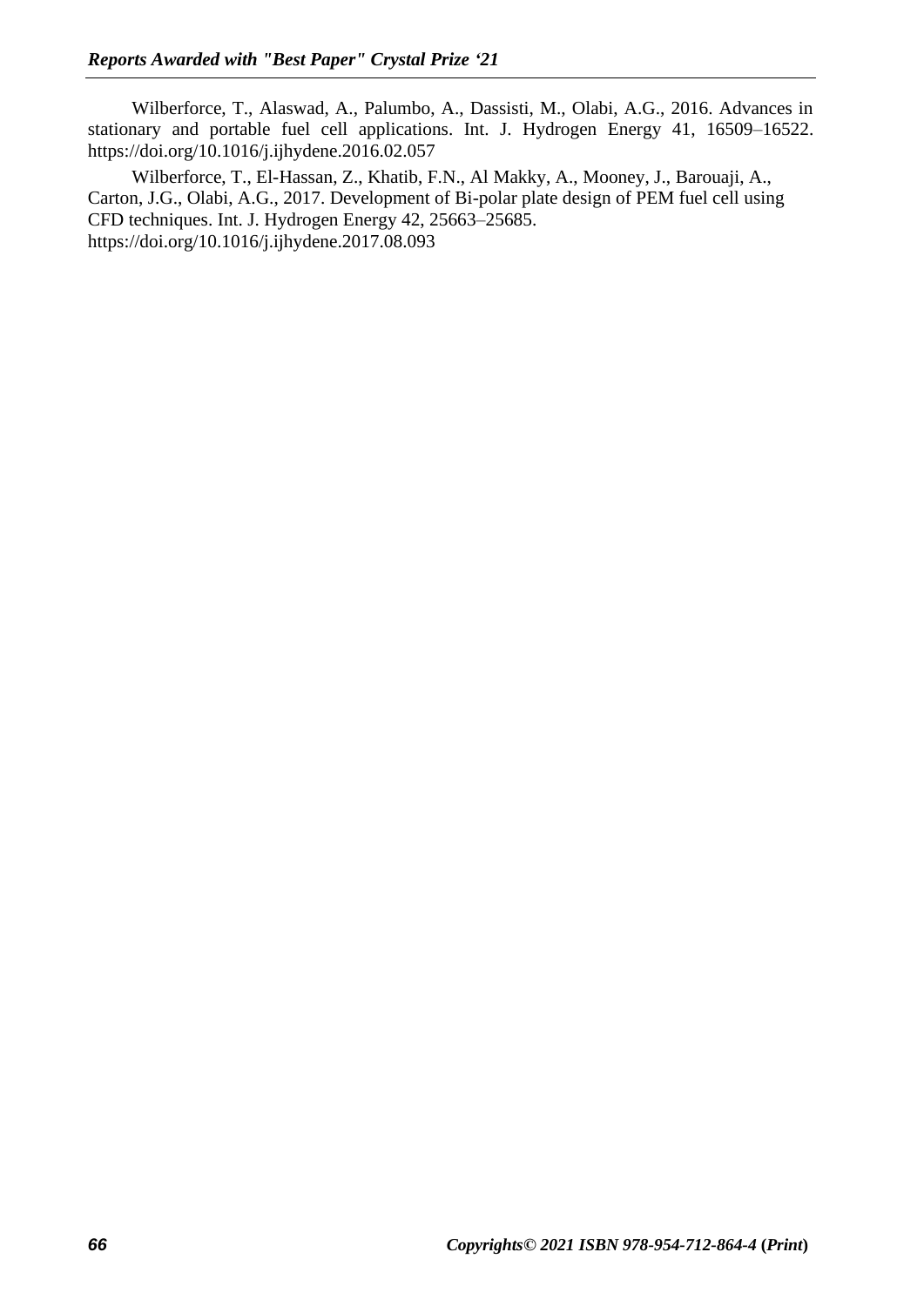Wilberforce, T., Alaswad, A., Palumbo, A., Dassisti, M., Olabi, A.G., 2016. Advances in stationary and portable fuel cell applications. Int. J. Hydrogen Energy 41, 16509–16522. https://doi.org/10.1016/j.ijhydene.2016.02.057

Wilberforce, T., El-Hassan, Z., Khatib, F.N., Al Makky, A., Mooney, J., Barouaji, A., Carton, J.G., Olabi, A.G., 2017. Development of Bi-polar plate design of PEM fuel cell using CFD techniques. Int. J. Hydrogen Energy 42, 25663–25685. https://doi.org/10.1016/j.ijhydene.2017.08.093